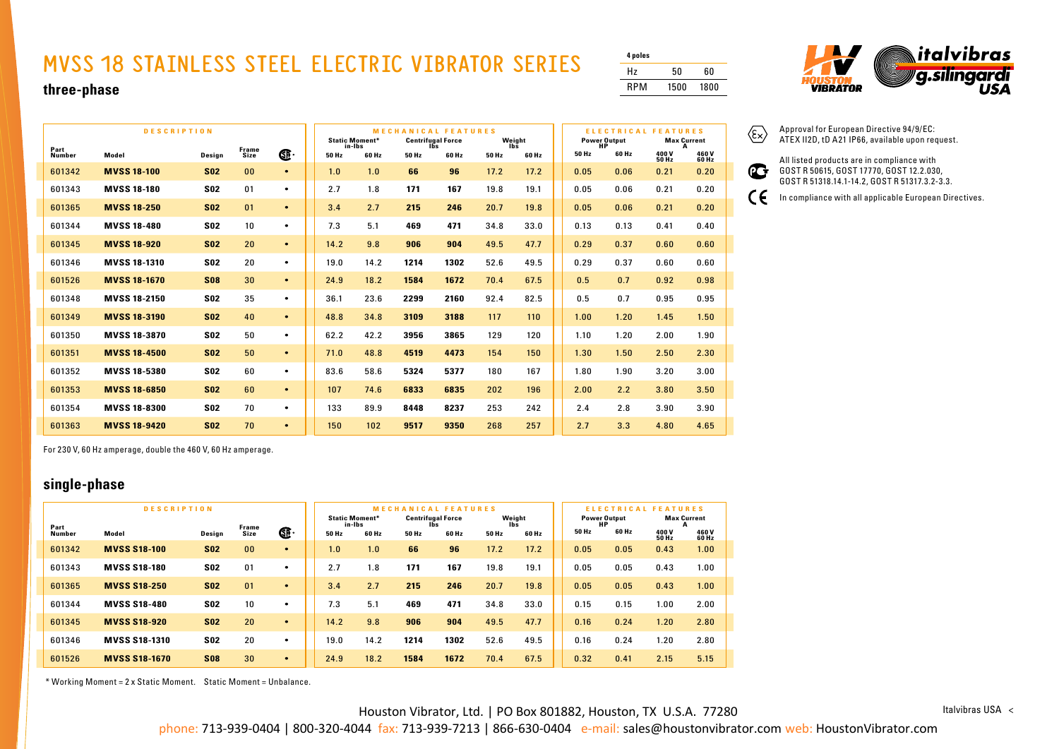# MVSS 18 STAINLESS STEEL ELECTRIC VIBRATOR SERIES

| 4 poles | | |
|---|---|---|
| Hz | 50 | 60 |
| RPM | 1500 | 1800 |

## three-phase

| DESCRIPTION | | | | | MECHANICAL FEATURES | | | | | | ELECTRICAL FEATURES | | | |
|---|---|---|---|---|---|---|---|---|---|---|---|---|---|---|
| | | | | | Static Moment* in-lbs | | Centrifugal Force lbs | | Weight lbs | | Power Output HP | | Max Current A | |
| Part Number | Model | Design | Frame Size | CSA | 50 Hz | 60 Hz | 50 Hz | 60 Hz | 50 Hz | 60 Hz | 50 Hz | 60 Hz | 400 V 50 Hz | 460 V 60 Hz |
| 601342 | **MVSS 18-100** | **S02** | 00 | • | 1.0 | 1.0 | **66** | **96** | 17.2 | 17.2 | 0.05 | 0.06 | 0.21 | 0.20 |
| 601343 | **MVSS 18-180** | **S02** | 01 | • | 2.7 | 1.8 | **171** | **167** | 19.8 | 19.1 | 0.05 | 0.06 | 0.21 | 0.20 |
| 601365 | **MVSS 18-250** | **S02** | 01 | • | 3.4 | 2.7 | **215** | **246** | 20.7 | 19.8 | 0.05 | 0.06 | 0.21 | 0.20 |
| 601344 | **MVSS 18-480** | **S02** | 10 | • | 7.3 | 5.1 | **469** | **471** | 34.8 | 33.0 | 0.13 | 0.13 | 0.41 | 0.40 |
| 601345 | **MVSS 18-920** | **S02** | 20 | • | 14.2 | 9.8 | **906** | **904** | 49.5 | 47.7 | 0.29 | 0.37 | 0.60 | 0.60 |
| 601346 | **MVSS 18-1310** | **S02** | 20 | • | 19.0 | 14.2 | **1214** | **1302** | 52.6 | 49.5 | 0.29 | 0.37 | 0.60 | 0.60 |
| 601526 | **MVSS 18-1670** | **S08** | 30 | • | 24.9 | 18.2 | **1584** | **1672** | 70.4 | 67.5 | 0.5 | 0.7 | 0.92 | 0.98 |
| 601348 | **MVSS 18-2150** | **S02** | 35 | • | 36.1 | 23.6 | **2299** | **2160** | 92.4 | 82.5 | 0.5 | 0.7 | 0.95 | 0.95 |
| 601349 | **MVSS 18-3190** | **S02** | 40 | • | 48.8 | 34.8 | **3109** | **3188** | 117 | 110 | 1.00 | 1.20 | 1.45 | 1.50 |
| 601350 | **MVSS 18-3870** | **S02** | 50 | • | 62.2 | 42.2 | **3956** | **3865** | 129 | 120 | 1.10 | 1.20 | 2.00 | 1.90 |
| 601351 | **MVSS 18-4500** | **S02** | 50 | • | 71.0 | 48.8 | **4519** | **4473** | 154 | 150 | 1.30 | 1.50 | 2.50 | 2.30 |
| 601352 | **MVSS 18-5380** | **S02** | 60 | • | 83.6 | 58.6 | **5324** | **5377** | 180 | 167 | 1.80 | 1.90 | 3.20 | 3.00 |
| 601353 | **MVSS 18-6850** | **S02** | 60 | • | 107 | 74.6 | **6833** | **6835** | 202 | 196 | 2.00 | 2.2 | 3.80 | 3.50 |
| 601354 | **MVSS 18-8300** | **S02** | 70 | • | 133 | 89.9 | **8448** | **8237** | 253 | 242 | 2.4 | 2.8 | 3.90 | 3.90 |
| 601363 | **MVSS 18-9420** | **S02** | 70 | • | 150 | 102 | **9517** | **9350** | 268 | 257 | 2.7 | 3.3 | 4.80 | 4.65 |

For 230 V, 60 Hz amperage, double the 460 V, 60 Hz amperage.

Approval for European Directive 94/9/EC: ATEX II2D, tD A21 IP66, available upon request.

All listed products are in compliance with GOST R 50615, GOST 17770, GOST 12.2.030, GOST R 51318.14.1-14.2, GOST R 51317.3.2-3.3.

In compliance with all applicable European Directives.

## single-phase

| DESCRIPTION | | | | | MECHANICAL FEATURES | | | | | | ELECTRICAL FEATURES | | | |
|---|---|---|---|---|---|---|---|---|---|---|---|---|---|---|
| | | | | | Static Moment* in-lbs | | Centrifugal Force lbs | | Weight lbs | | Power Output HP | | Max Current A | |
| Part Number | Model | Design | Frame Size | CSA | 50 Hz | 60 Hz | 50 Hz | 60 Hz | 50 Hz | 60 Hz | 50 Hz | 60 Hz | 400 V 50 Hz | 460 V 60 Hz |
| 601342 | **MVSS S18-100** | **S02** | 00 | • | 1.0 | 1.0 | **66** | **96** | 17.2 | 17.2 | 0.05 | 0.05 | 0.43 | 1.00 |
| 601343 | **MVSS S18-180** | **S02** | 01 | • | 2.7 | 1.8 | **171** | **167** | 19.8 | 19.1 | 0.05 | 0.05 | 0.43 | 1.00 |
| 601365 | **MVSS S18-250** | **S02** | 01 | • | 3.4 | 2.7 | **215** | **246** | 20.7 | 19.8 | 0.05 | 0.05 | 0.43 | 1.00 |
| 601344 | **MVSS S18-480** | **S02** | 10 | • | 7.3 | 5.1 | **469** | **471** | 34.8 | 33.0 | 0.15 | 0.15 | 1.00 | 2.00 |
| 601345 | **MVSS S18-920** | **S02** | 20 | • | 14.2 | 9.8 | **906** | **904** | 49.5 | 47.7 | 0.16 | 0.24 | 1.20 | 2.80 |
| 601346 | **MVSS S18-1310** | **S02** | 20 | • | 19.0 | 14.2 | **1214** | **1302** | 52.6 | 49.5 | 0.16 | 0.24 | 1.20 | 2.80 |
| 601526 | **MVSS S18-1670** | **S08** | 30 | • | 24.9 | 18.2 | **1584** | **1672** | 70.4 | 67.5 | 0.32 | 0.41 | 2.15 | 5.15 |

* Working Moment = 2 x Static Moment. Static Moment = Unbalance.

Houston Vibrator, Ltd. | PO Box 801882, Houston, TX U.S.A. 77280

phone: 713-939-0404 | 800-320-4044 fax: 713-939-7213 | 866-630-0404 e-mail: sales@houstonvibrator.com web: HoustonVibrator.com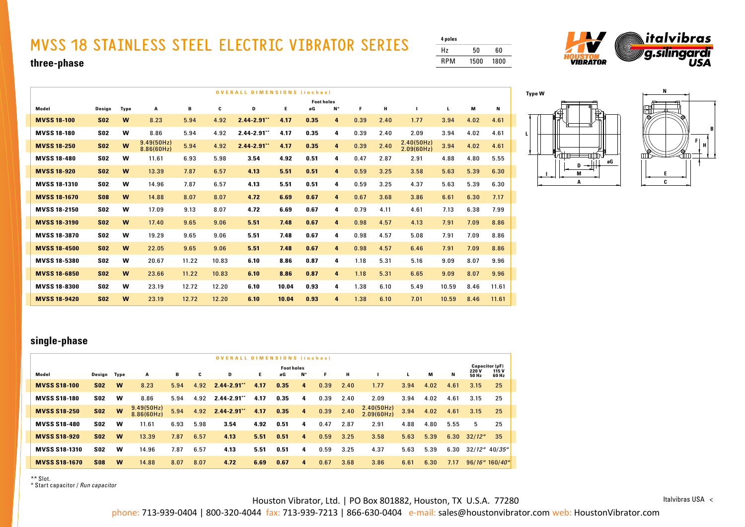# MVSS 18 STAINLESS STEEL ELECTRIC VIBRATOR SERIES

## three-phase

| 4 poles | | |
|---|---|---|
| Hz | 50 | 60 |
| RPM | 1500 | 1800 |

| Model | Design | Type | A | B | C | D | E | Foot holes øG | Foot holes N° | F | H | I | L | M | N |
|---|---|---|---|---|---|---|---|---|---|---|---|---|---|---|---|
| **MVSS 18-100** | **S02** | **W** | 8.23 | 5.94 | 4.92 | **2.44-2.91**** | **4.17** | **0.35** | **4** | 0.39 | 2.40 | 1.77 | 3.94 | 4.02 | 4.61 |
| **MVSS 18-180** | **S02** | **W** | 8.86 | 5.94 | 4.92 | **2.44-2.91**** | **4.17** | **0.35** | **4** | 0.39 | 2.40 | 2.09 | 3.94 | 4.02 | 4.61 |
| **MVSS 18-250** | **S02** | **W** | 9.49(50Hz) 8.86(60Hz) | 5.94 | 4.92 | **2.44-2.91**** | **4.17** | **0.35** | **4** | 0.39 | 2.40 | 2.40(50Hz) 2.09(60Hz) | 3.94 | 4.02 | 4.61 |
| **MVSS 18-480** | **S02** | **W** | 11.61 | 6.93 | 5.98 | **3.54** | **4.92** | **0.51** | **4** | 0.47 | 2.87 | 2.91 | 4.88 | 4.80 | 5.55 |
| **MVSS 18-920** | **S02** | **W** | 13.39 | 7.87 | 6.57 | **4.13** | **5.51** | **0.51** | **4** | 0.59 | 3.25 | 3.58 | 5.63 | 5.39 | 6.30 |
| **MVSS 18-1310** | **S02** | **W** | 14.96 | 7.87 | 6.57 | **4.13** | **5.51** | **0.51** | **4** | 0.59 | 3.25 | 4.37 | 5.63 | 5.39 | 6.30 |
| **MVSS 18-1670** | **S08** | **W** | 14.88 | 8.07 | 8.07 | **4.72** | **6.69** | **0.67** | **4** | 0.67 | 3.68 | 3.86 | 6.61 | 6.30 | 7.17 |
| **MVSS 18-2150** | **S02** | **W** | 17.09 | 9.13 | 8.07 | **4.72** | **6.69** | **0.67** | **4** | 0.79 | 4.11 | 4.61 | 7.13 | 6.38 | 7.99 |
| **MVSS 18-3190** | **S02** | **W** | 17.40 | 9.65 | 9.06 | **5.51** | **7.48** | **0.67** | **4** | 0.98 | 4.57 | 4.13 | 7.91 | 7.09 | 8.86 |
| **MVSS 18-3870** | **S02** | **W** | 19.29 | 9.65 | 9.06 | **5.51** | **7.48** | **0.67** | **4** | 0.98 | 4.57 | 5.08 | 7.91 | 7.09 | 8.86 |
| **MVSS 18-4500** | **S02** | **W** | 22.05 | 9.65 | 9.06 | **5.51** | **7.48** | **0.67** | **4** | 0.98 | 4.57 | 6.46 | 7.91 | 7.09 | 8.86 |
| **MVSS 18-5380** | **S02** | **W** | 20.67 | 11.22 | 10.83 | **6.10** | **8.86** | **0.87** | **4** | 1.18 | 5.31 | 5.16 | 9.09 | 8.07 | 9.96 |
| **MVSS 18-6850** | **S02** | **W** | 23.66 | 11.22 | 10.83 | **6.10** | **8.86** | **0.87** | **4** | 1.18 | 5.31 | 6.65 | 9.09 | 8.07 | 9.96 |
| **MVSS 18-8300** | **S02** | **W** | 23.19 | 12.72 | 12.20 | **6.10** | **10.04** | **0.93** | **4** | 1.38 | 6.10 | 5.49 | 10.59 | 8.46 | 11.61 |
| **MVSS 18-9420** | **S02** | **W** | 23.19 | 12.72 | 12.20 | **6.10** | **10.04** | **0.93** | **4** | 1.38 | 6.10 | 7.01 | 10.59 | 8.46 | 11.61 |

Type W

## single-phase

| Model | Design | Type | A | B | C | D | E | Foot holes øG | Foot holes N° | F | H | I | L | M | N | Capacitor (μF) 220 V 50 Hz | Capacitor (μF) 115 V 60 Hz |
|---|---|---|---|---|---|---|---|---|---|---|---|---|---|---|---|---|---|
| **MVSS S18-100** | **S02** | **W** | 8.23 | 5.94 | 4.92 | **2.44-2.91**** | **4.17** | **0.35** | **4** | 0.39 | 2.40 | 1.77 | 3.94 | 4.02 | 4.61 | 3.15 | 25 |
| **MVSS S18-180** | **S02** | **W** | 8.86 | 5.94 | 4.92 | **2.44-2.91**** | **4.17** | **0.35** | **4** | 0.39 | 2.40 | 2.09 | 3.94 | 4.02 | 4.61 | 3.15 | 25 |
| **MVSS S18-250** | **S02** | **W** | 9.49(50Hz) 8.86(60Hz) | 5.94 | 4.92 | **2.44-2.91**** | **4.17** | **0.35** | **4** | 0.39 | 2.40 | 2.40(50Hz) 2.09(60Hz) | 3.94 | 4.02 | 4.61 | 3.15 | 25 |
| **MVSS S18-480** | **S02** | **W** | 11.61 | 6.93 | 5.98 | **3.54** | **4.92** | **0.51** | **4** | 0.47 | 2.87 | 2.91 | 4.88 | 4.80 | 5.55 | 5 | 25 |
| **MVSS S18-920** | **S02** | **W** | 13.39 | 7.87 | 6.57 | **4.13** | **5.51** | **0.51** | **4** | 0.59 | 3.25 | 3.58 | 5.63 | 5.39 | 6.30 | 32/*12°* | 35 |
| **MVSS S18-1310** | **S02** | **W** | 14.96 | 7.87 | 6.57 | **4.13** | **5.51** | **0.51** | **4** | 0.59 | 3.25 | 4.37 | 5.63 | 5.39 | 6.30 | 32/*12°* | 40/*35°* |
| **MVSS S18-1670** | **S08** | **W** | 14.88 | 8.07 | 8.07 | **4.72** | **6.69** | **0.67** | **4** | 0.67 | 3.68 | 3.86 | 6.61 | 6.30 | 7.17 | 96/*16°* | 160/*40°* |

** Slot.
° Start capacitor / *Run capacitor*

Houston Vibrator, Ltd. | PO Box 801882, Houston, TX U.S.A. 77280
phone: 713-939-0404 | 800-320-4044 fax: 713-939-7213 | 866-630-0404 e-mail: sales@houstonvibrator.com web: HoustonVibrator.com